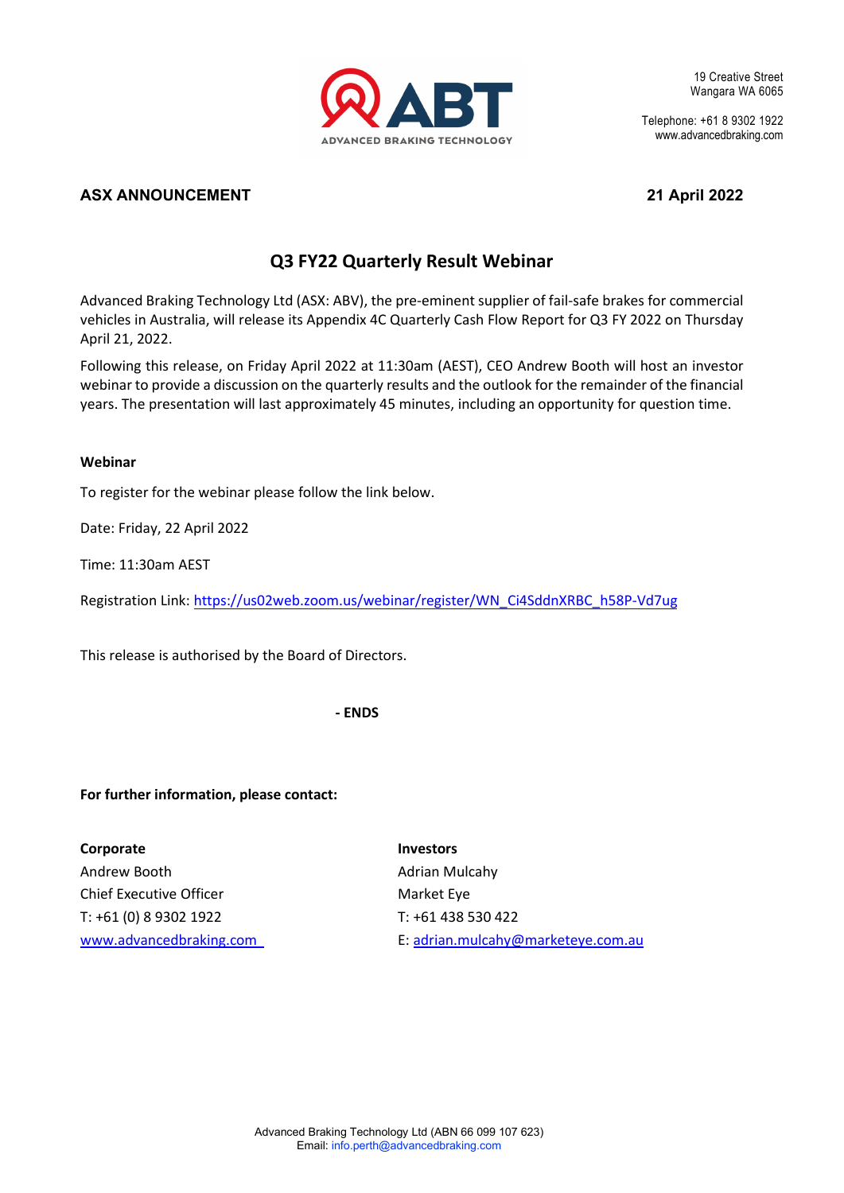19 Creative Street
Wangara WA 6065

Telephone: +61 8 9302 1922
www.advancedbraking.com

**ASX ANNOUNCEMENT** **21 April 2022**

## Q3 FY22 Quarterly Result Webinar

Advanced Braking Technology Ltd (ASX: ABV), the pre-eminent supplier of fail-safe brakes for commercial vehicles in Australia, will release its Appendix 4C Quarterly Cash Flow Report for Q3 FY 2022 on Thursday April 21, 2022.

Following this release, on Friday April 2022 at 11:30am (AEST), CEO Andrew Booth will host an investor webinar to provide a discussion on the quarterly results and the outlook for the remainder of the financial years. The presentation will last approximately 45 minutes, including an opportunity for question time.

**Webinar**

To register for the webinar please follow the link below.

Date: Friday, 22 April 2022

Time: 11:30am AEST

Registration Link: https://us02web.zoom.us/webinar/register/WN_Ci4SddnXRBC_h58P-Vd7ug

This release is authorised by the Board of Directors.

**- ENDS**

**For further information, please contact:**

**Corporate**
Andrew Booth
Chief Executive Officer
T: +61 (0) 8 9302 1922
www.advancedbraking.com

**Investors**
Adrian Mulcahy
Market Eye
T: +61 438 530 422
E: adrian.mulcahy@marketeye.com.au

Advanced Braking Technology Ltd (ABN 66 099 107 623)
Email: info.perth@advancedbraking.com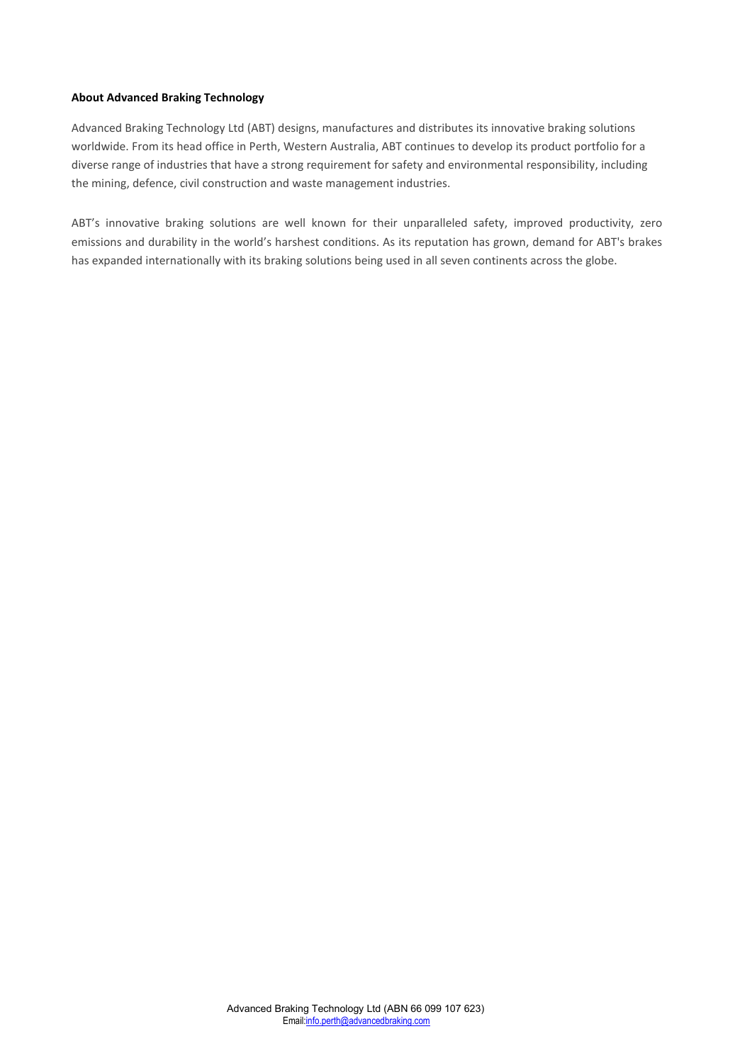**About Advanced Braking Technology**

Advanced Braking Technology Ltd (ABT) designs, manufactures and distributes its innovative braking solutions worldwide. From its head office in Perth, Western Australia, ABT continues to develop its product portfolio for a diverse range of industries that have a strong requirement for safety and environmental responsibility, including the mining, defence, civil construction and waste management industries.

ABT's innovative braking solutions are well known for their unparalleled safety, improved productivity, zero emissions and durability in the world's harshest conditions. As its reputation has grown, demand for ABT's brakes has expanded internationally with its braking solutions being used in all seven continents across the globe.

Advanced Braking Technology Ltd (ABN 66 099 107 623)
Email:info.perth@advancedbraking.com